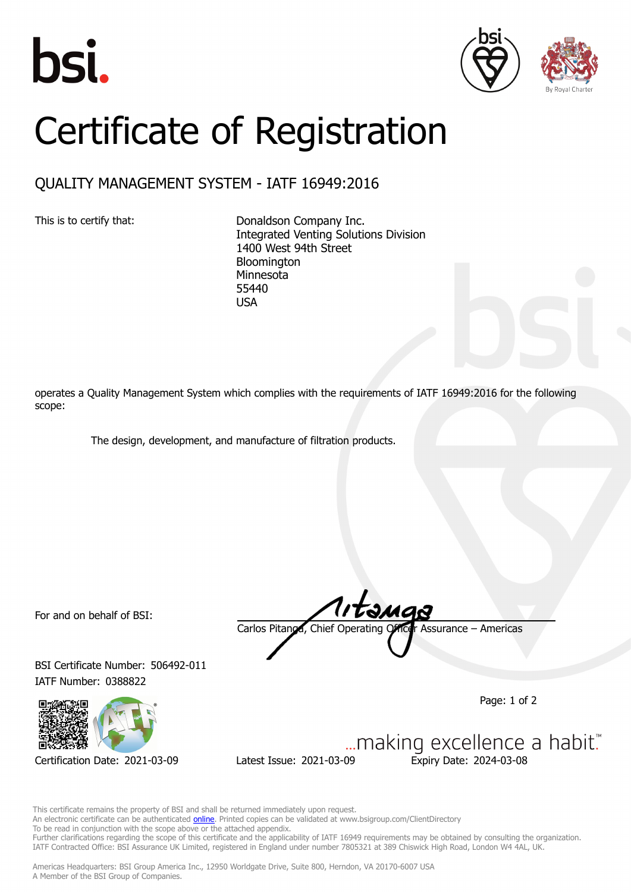# Certificate of Registration

## QUALITY MANAGEMENT SYSTEM - IATF 16949:2016

This is to certify that:

Donaldson Company Inc.
Integrated Venting Solutions Division
1400 West 94th Street
Bloomington
Minnesota
55440
USA

operates a Quality Management System which complies with the requirements of IATF 16949:2016 for the following scope:

The design, development, and manufacture of filtration products.

For and on behalf of BSI:

Carlos Pitanga, Chief Operating Officer Assurance – Americas

BSI Certificate Number: 506492-011
IATF Number: 0388822

Certification Date: 2021-03-09    Latest Issue: 2021-03-09    Expiry Date: 2024-03-08

...making excellence a habit.™

This certificate remains the property of BSI and shall be returned immediately upon request.
An electronic certificate can be authenticated online. Printed copies can be validated at www.bsigroup.com/ClientDirectory
To be read in conjunction with the scope above or the attached appendix.
Further clarifications regarding the scope of this certificate and the applicability of IATF 16949 requirements may be obtained by consulting the organization.
IATF Contracted Office: BSI Assurance UK Limited, registered in England under number 7805321 at 389 Chiswick High Road, London W4 4AL, UK.

Americas Headquarters: BSI Group America Inc., 12950 Worldgate Drive, Suite 800, Herndon, VA 20170-6007 USA
A Member of the BSI Group of Companies.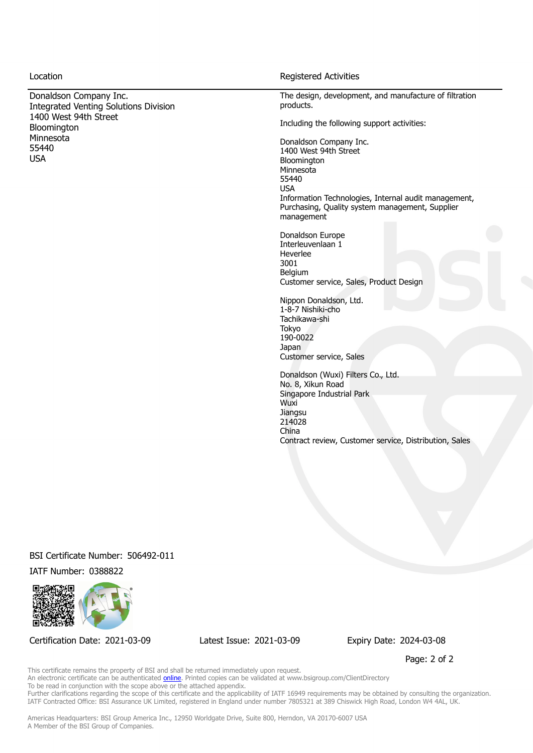| Location | Registered Activities |
| --- | --- |
| Donaldson Company Inc.<br>Integrated Venting Solutions Division<br>1400 West 94th Street<br>Bloomington<br>Minnesota<br>55440<br>USA | The design, development, and manufacture of filtration products.<br><br>Including the following support activities:<br><br>Donaldson Company Inc.<br>1400 West 94th Street<br>Bloomington<br>Minnesota<br>55440<br>USA<br>Information Technologies, Internal audit management, Purchasing, Quality system management, Supplier management<br><br>Donaldson Europe<br>Interleuvenlaan 1<br>Heverlee<br>3001<br>Belgium<br>Customer service, Sales, Product Design<br><br>Nippon Donaldson, Ltd.<br>1-8-7 Nishiki-cho<br>Tachikawa-shi<br>Tokyo<br>190-0022<br>Japan<br>Customer service, Sales<br><br>Donaldson (Wuxi) Filters Co., Ltd.<br>No. 8, Xikun Road<br>Singapore Industrial Park<br>Wuxi<br>Jiangsu<br>214028<br>China<br>Contract review, Customer service, Distribution, Sales |

BSI Certificate Number: 506492-011

IATF Number: 0388822

Certification Date: 2021-03-09 Latest Issue: 2021-03-09 Expiry Date: 2024-03-08

This certificate remains the property of BSI and shall be returned immediately upon request.
An electronic certificate can be authenticated online. Printed copies can be validated at www.bsigroup.com/ClientDirectory
To be read in conjunction with the scope above or the attached appendix.
Further clarifications regarding the scope of this certificate and the applicability of IATF 16949 requirements may be obtained by consulting the organization.
IATF Contracted Office: BSI Assurance UK Limited, registered in England under number 7805321 at 389 Chiswick High Road, London W4 4AL, UK.

Americas Headquarters: BSI Group America Inc., 12950 Worldgate Drive, Suite 800, Herndon, VA 20170-6007 USA
A Member of the BSI Group of Companies.